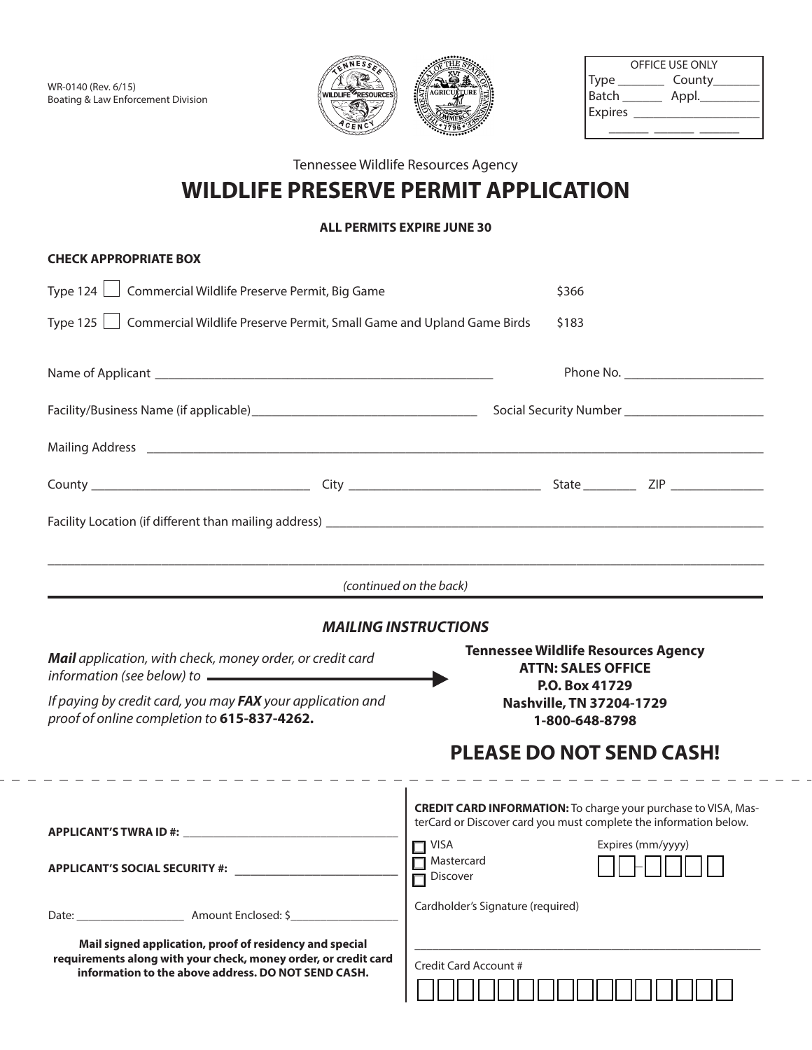WR-0140 (Rev. 6/15)
Boating & Law Enforcement Division

| OFFICE USE ONLY | |
|---|---|
| Type _______ | County_______ |
| Batch ______ | Appl._________ |
| Expires ___________________ | |
| ______ ______ ______ | |

Tennessee Wildlife Resources Agency

# WILDLIFE PRESERVE PERMIT APPLICATION

**ALL PERMITS EXPIRE JUNE 30**

**CHECK APPROPRIATE BOX**

Type 124 ☐ Commercial Wildlife Preserve Permit, Big Game $366

Type 125 ☐ Commercial Wildlife Preserve Permit, Small Game and Upland Game Birds $183

Name of Applicant ______________________________ Phone No. ____________________

Facility/Business Name (if applicable) ______________________________ Social Security Number ____________________

Mailing Address ____________________________________________________________

County ______________________ City ______________________ State ________ ZIP ______________

Facility Location (if different than mailing address) ____________________________________________

____________________________________________________________________________

*(continued on the back)*

## *MAILING INSTRUCTIONS*

***Mail*** *application, with check, money order, or credit card information (see below) to* →

**Tennessee Wildlife Resources Agency**
**ATTN: SALES OFFICE**
**P.O. Box 41729**
**Nashville, TN 37204-1729**
**1-800-648-8798**

*If paying by credit card, you may* ***FAX*** *your application and proof of online completion to* **615-837-4262.**

## PLEASE DO NOT SEND CASH!

---

**APPLICANT'S TWRA ID #:** ______________________________

**APPLICANT'S SOCIAL SECURITY #:** ______________________________

Date: __________________ Amount Enclosed: $__________________

**Mail signed application, proof of residency and special requirements along with your check, money order, or credit card information to the above address. DO NOT SEND CASH.**

**CREDIT CARD INFORMATION:** To charge your purchase to VISA, MasterCard or Discover card you must complete the information below.

☐ VISA
☐ Mastercard
☐ Discover

Expires (mm/yyyy) ☐☐-☐☐☐☐

Cardholder's Signature (required)

______________________________________________

Credit Card Account #

☐☐☐☐☐☐☐☐☐☐☐☐☐☐☐☐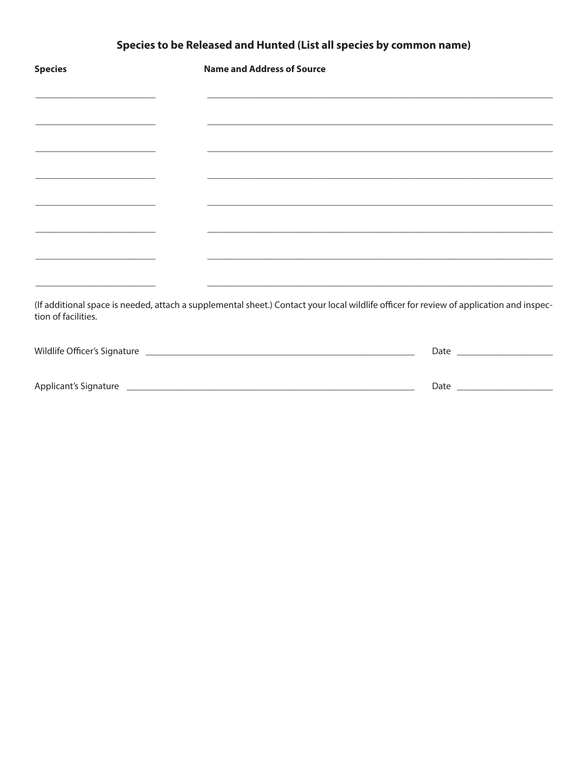## Species to be Released and Hunted (List all species by common name)

| Species | Name and Address of Source |
|---|---|
| | |
| | |
| | |
| | |
| | |
| | |
| | |
| | |

(If additional space is needed, attach a supplemental sheet.) Contact your local wildlife officer for review of application and inspection of facilities.

Wildlife Officer's Signature ______________________________ Date ______________

Applicant's Signature ______________________________ Date ______________